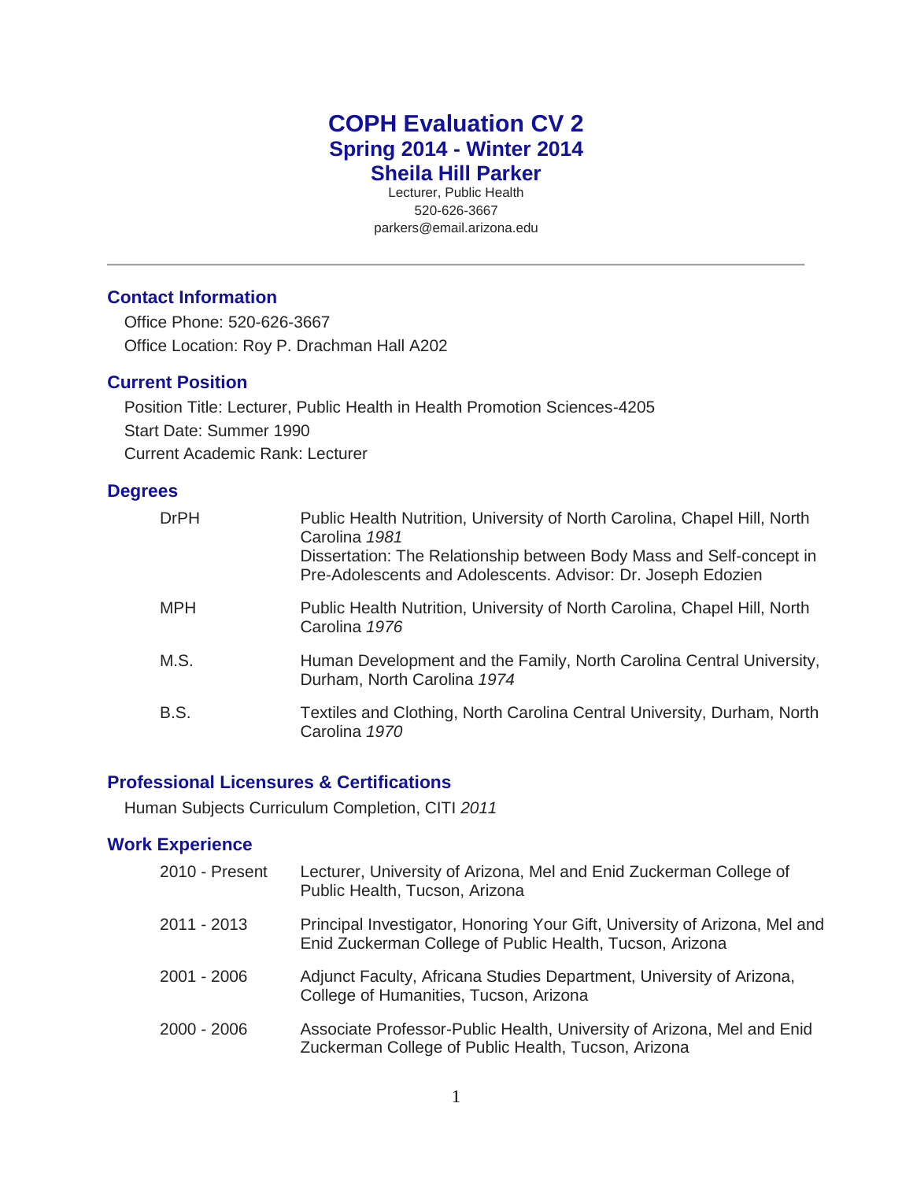# COPH Evaluation CV 2

## Spring 2014 - Winter 2014

## Sheila Hill Parker

Lecturer, Public Health
520-626-3667
parkers@email.arizona.edu

---

### Contact Information

Office Phone: 520-626-3667
Office Location: Roy P. Drachman Hall A202

### Current Position

Position Title: Lecturer, Public Health in Health Promotion Sciences-4205
Start Date: Summer 1990
Current Academic Rank: Lecturer

### Degrees

| | |
|---|---|
| DrPH | Public Health Nutrition, University of North Carolina, Chapel Hill, North Carolina *1981*<br>Dissertation: The Relationship between Body Mass and Self-concept in Pre-Adolescents and Adolescents. Advisor: Dr. Joseph Edozien |
| MPH | Public Health Nutrition, University of North Carolina, Chapel Hill, North Carolina *1976* |
| M.S. | Human Development and the Family, North Carolina Central University, Durham, North Carolina *1974* |
| B.S. | Textiles and Clothing, North Carolina Central University, Durham, North Carolina *1970* |

### Professional Licensures & Certifications

Human Subjects Curriculum Completion, CITI *2011*

### Work Experience

| | |
|---|---|
| 2010 - Present | Lecturer, University of Arizona, Mel and Enid Zuckerman College of Public Health, Tucson, Arizona |
| 2011 - 2013 | Principal Investigator, Honoring Your Gift, University of Arizona, Mel and Enid Zuckerman College of Public Health, Tucson, Arizona |
| 2001 - 2006 | Adjunct Faculty, Africana Studies Department, University of Arizona, College of Humanities, Tucson, Arizona |
| 2000 - 2006 | Associate Professor-Public Health, University of Arizona, Mel and Enid Zuckerman College of Public Health, Tucson, Arizona |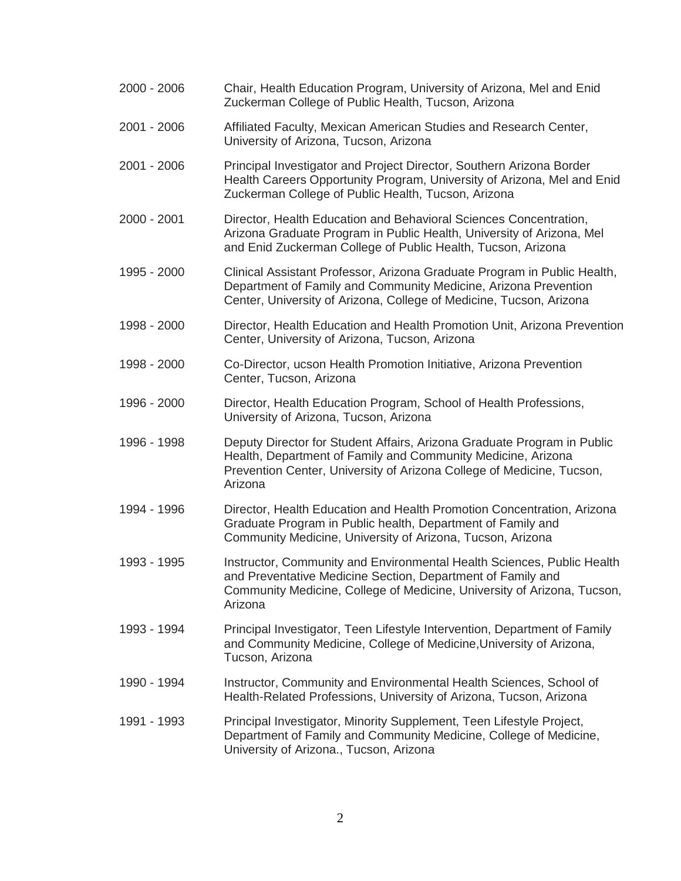| | |
|---|---|
| 2000 - 2006 | Chair, Health Education Program, University of Arizona, Mel and Enid Zuckerman College of Public Health, Tucson, Arizona |
| 2001 - 2006 | Affiliated Faculty, Mexican American Studies and Research Center, University of Arizona, Tucson, Arizona |
| 2001 - 2006 | Principal Investigator and Project Director, Southern Arizona Border Health Careers Opportunity Program, University of Arizona, Mel and Enid Zuckerman College of Public Health, Tucson, Arizona |
| 2000 - 2001 | Director, Health Education and Behavioral Sciences Concentration, Arizona Graduate Program in Public Health, University of Arizona, Mel and Enid Zuckerman College of Public Health, Tucson, Arizona |
| 1995 - 2000 | Clinical Assistant Professor, Arizona Graduate Program in Public Health, Department of Family and Community Medicine, Arizona Prevention Center, University of Arizona, College of Medicine, Tucson, Arizona |
| 1998 - 2000 | Director, Health Education and Health Promotion Unit, Arizona Prevention Center, University of Arizona, Tucson, Arizona |
| 1998 - 2000 | Co-Director, ucson Health Promotion Initiative, Arizona Prevention Center, Tucson, Arizona |
| 1996 - 2000 | Director, Health Education Program, School of Health Professions, University of Arizona, Tucson, Arizona |
| 1996 - 1998 | Deputy Director for Student Affairs, Arizona Graduate Program in Public Health, Department of Family and Community Medicine, Arizona Prevention Center, University of Arizona College of Medicine, Tucson, Arizona |
| 1994 - 1996 | Director, Health Education and Health Promotion Concentration, Arizona Graduate Program in Public health, Department of Family and Community Medicine, University of Arizona, Tucson, Arizona |
| 1993 - 1995 | Instructor, Community and Environmental Health Sciences, Public Health and Preventative Medicine Section, Department of Family and Community Medicine, College of Medicine, University of Arizona, Tucson, Arizona |
| 1993 - 1994 | Principal Investigator, Teen Lifestyle Intervention, Department of Family and Community Medicine, College of Medicine,University of Arizona, Tucson, Arizona |
| 1990 - 1994 | Instructor, Community and Environmental Health Sciences, School of Health-Related Professions, University of Arizona, Tucson, Arizona |
| 1991 - 1993 | Principal Investigator, Minority Supplement, Teen Lifestyle Project, Department of Family and Community Medicine, College of Medicine, University of Arizona., Tucson, Arizona |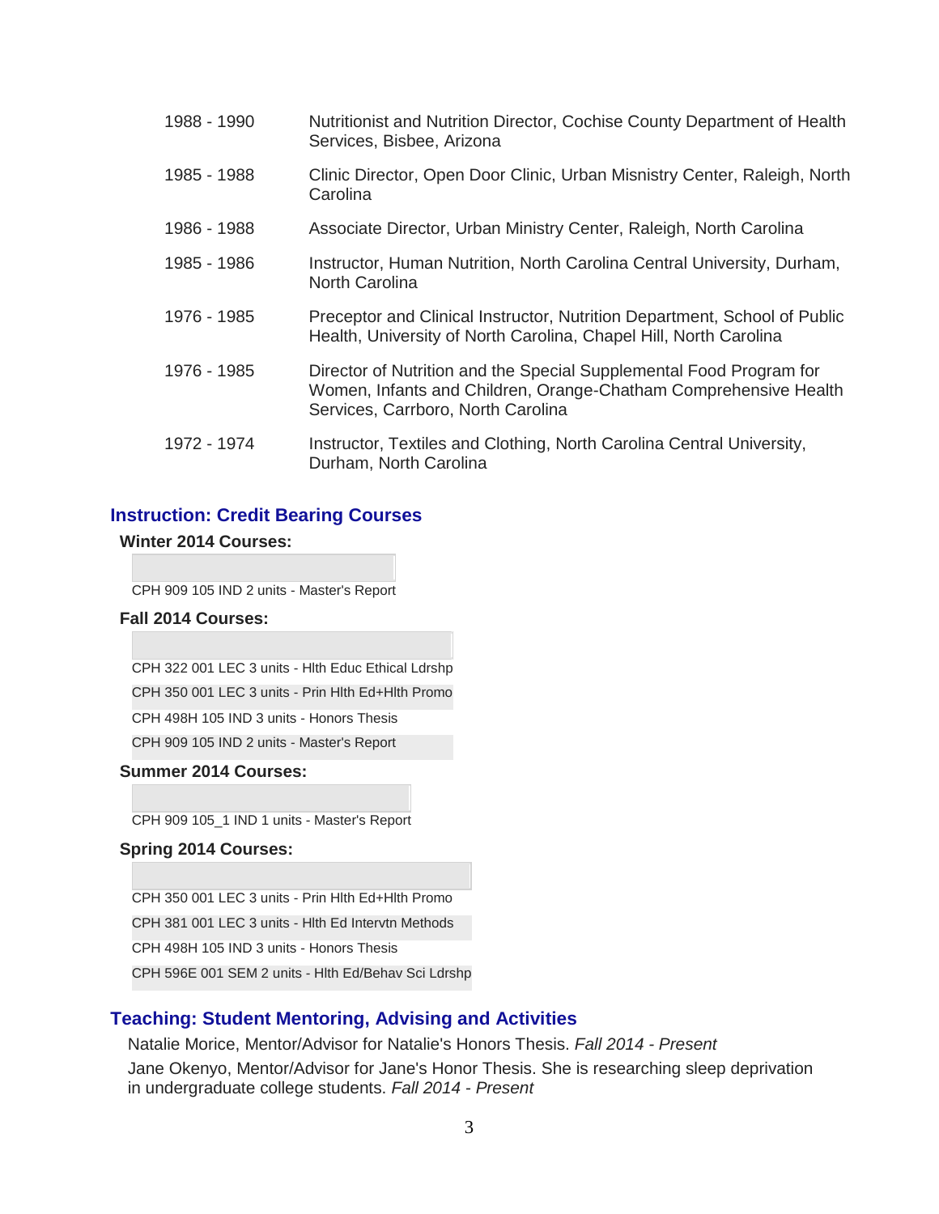| | |
|---|---|
| 1988 - 1990 | Nutritionist and Nutrition Director, Cochise County Department of Health Services, Bisbee, Arizona |
| 1985 - 1988 | Clinic Director, Open Door Clinic, Urban Misnistry Center, Raleigh, North Carolina |
| 1986 - 1988 | Associate Director, Urban Ministry Center, Raleigh, North Carolina |
| 1985 - 1986 | Instructor, Human Nutrition, North Carolina Central University, Durham, North Carolina |
| 1976 - 1985 | Preceptor and Clinical Instructor, Nutrition Department, School of Public Health, University of North Carolina, Chapel Hill, North Carolina |
| 1976 - 1985 | Director of Nutrition and the Special Supplemental Food Program for Women, Infants and Children, Orange-Chatham Comprehensive Health Services, Carrboro, North Carolina |
| 1972 - 1974 | Instructor, Textiles and Clothing, North Carolina Central University, Durham, North Carolina |

## Instruction: Credit Bearing Courses

**Winter 2014 Courses:**

CPH 909 105 IND 2 units - Master's Report

**Fall 2014 Courses:**

CPH 322 001 LEC 3 units - Hlth Educ Ethical Ldrshp
CPH 350 001 LEC 3 units - Prin Hlth Ed+Hlth Promo
CPH 498H 105 IND 3 units - Honors Thesis
CPH 909 105 IND 2 units - Master's Report

**Summer 2014 Courses:**

CPH 909 105_1 IND 1 units - Master's Report

**Spring 2014 Courses:**

CPH 350 001 LEC 3 units - Prin Hlth Ed+Hlth Promo
CPH 381 001 LEC 3 units - Hlth Ed Intervtn Methods
CPH 498H 105 IND 3 units - Honors Thesis
CPH 596E 001 SEM 2 units - Hlth Ed/Behav Sci Ldrshp

## Teaching: Student Mentoring, Advising and Activities

Natalie Morice, Mentor/Advisor for Natalie's Honors Thesis. *Fall 2014 - Present*

Jane Okenyo, Mentor/Advisor for Jane's Honor Thesis. She is researching sleep deprivation in undergraduate college students. *Fall 2014 - Present*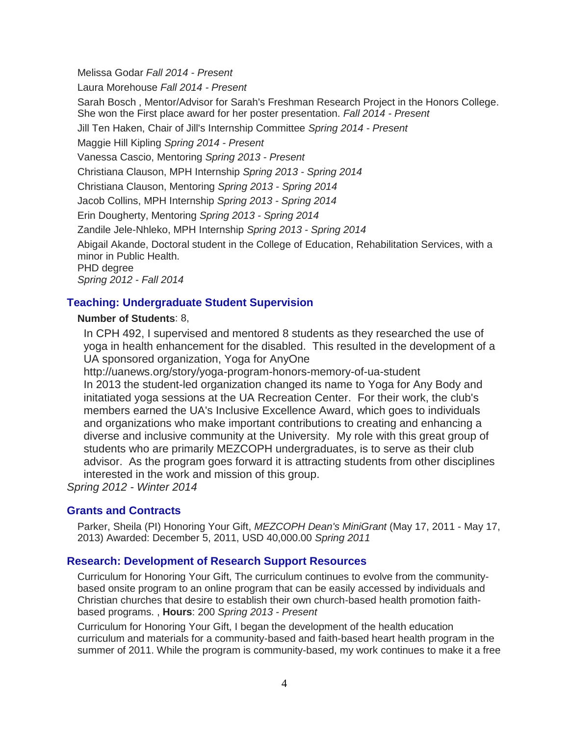Melissa Godar *Fall 2014 - Present*

Laura Morehouse *Fall 2014 - Present*

Sarah Bosch , Mentor/Advisor for Sarah's Freshman Research Project in the Honors College. She won the First place award for her poster presentation. *Fall 2014 - Present*

Jill Ten Haken, Chair of Jill's Internship Committee *Spring 2014 - Present*

Maggie Hill Kipling *Spring 2014 - Present*

Vanessa Cascio, Mentoring *Spring 2013 - Present*

Christiana Clauson, MPH Internship *Spring 2013 - Spring 2014*

Christiana Clauson, Mentoring *Spring 2013 - Spring 2014*

Jacob Collins, MPH Internship *Spring 2013 - Spring 2014*

Erin Dougherty, Mentoring *Spring 2013 - Spring 2014*

Zandile Jele-Nhleko, MPH Internship *Spring 2013 - Spring 2014*

Abigail Akande, Doctoral student in the College of Education, Rehabilitation Services, with a minor in Public Health.
PHD degree
*Spring 2012 - Fall 2014*

## Teaching: Undergraduate Student Supervision

**Number of Students**: 8,

In CPH 492, I supervised and mentored 8 students as they researched the use of yoga in health enhancement for the disabled. This resulted in the development of a UA sponsored organization, Yoga for AnyOne
http://uanews.org/story/yoga-program-honors-memory-of-ua-student
In 2013 the student-led organization changed its name to Yoga for Any Body and initatiated yoga sessions at the UA Recreation Center. For their work, the club's members earned the UA's Inclusive Excellence Award, which goes to individuals and organizations who make important contributions to creating and enhancing a diverse and inclusive community at the University. My role with this great group of students who are primarily MEZCOPH undergraduates, is to serve as their club advisor. As the program goes forward it is attracting students from other disciplines interested in the work and mission of this group.

*Spring 2012 - Winter 2014*

## Grants and Contracts

Parker, Sheila (PI) Honoring Your Gift, *MEZCOPH Dean's MiniGrant* (May 17, 2011 - May 17, 2013) Awarded: December 5, 2011, USD 40,000.00 *Spring 2011*

## Research: Development of Research Support Resources

Curriculum for Honoring Your Gift, The curriculum continues to evolve from the community-based onsite program to an online program that can be easily accessed by individuals and Christian churches that desire to establish their own church-based health promotion faith-based programs. , **Hours**: 200 *Spring 2013 - Present*

Curriculum for Honoring Your Gift, I began the development of the health education curriculum and materials for a community-based and faith-based heart health program in the summer of 2011. While the program is community-based, my work continues to make it a free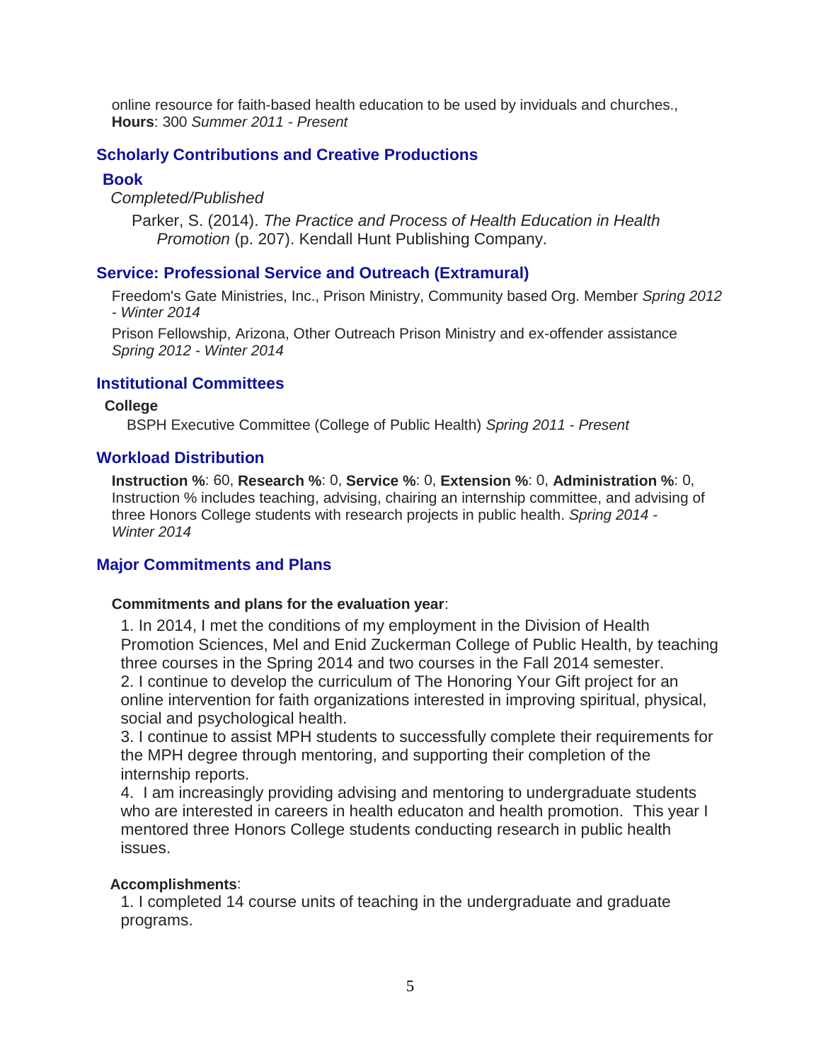online resource for faith-based health education to be used by inviduals and churches., **Hours**: 300 *Summer 2011 - Present*

## Scholarly Contributions and Creative Productions

### Book

*Completed/Published*

Parker, S. (2014). *The Practice and Process of Health Education in Health Promotion* (p. 207). Kendall Hunt Publishing Company.

## Service: Professional Service and Outreach (Extramural)

Freedom's Gate Ministries, Inc., Prison Ministry, Community based Org. Member *Spring 2012 - Winter 2014*

Prison Fellowship, Arizona, Other Outreach Prison Ministry and ex-offender assistance *Spring 2012 - Winter 2014*

## Institutional Committees

**College**

BSPH Executive Committee (College of Public Health) *Spring 2011 - Present*

## Workload Distribution

**Instruction %**: 60, **Research %**: 0, **Service %**: 0, **Extension %**: 0, **Administration %**: 0, Instruction % includes teaching, advising, chairing an internship committee, and advising of three Honors College students with research projects in public health. *Spring 2014 - Winter 2014*

## Major Commitments and Plans

**Commitments and plans for the evaluation year**:

1. In 2014, I met the conditions of my employment in the Division of Health Promotion Sciences, Mel and Enid Zuckerman College of Public Health, by teaching three courses in the Spring 2014 and two courses in the Fall 2014 semester.
2. I continue to develop the curriculum of The Honoring Your Gift project for an online intervention for faith organizations interested in improving spiritual, physical, social and psychological health.
3. I continue to assist MPH students to successfully complete their requirements for the MPH degree through mentoring, and supporting their completion of the internship reports.
4. I am increasingly providing advising and mentoring to undergraduate students who are interested in careers in health educaton and health promotion. This year I mentored three Honors College students conducting research in public health issues.

**Accomplishments**:

1. I completed 14 course units of teaching in the undergraduate and graduate programs.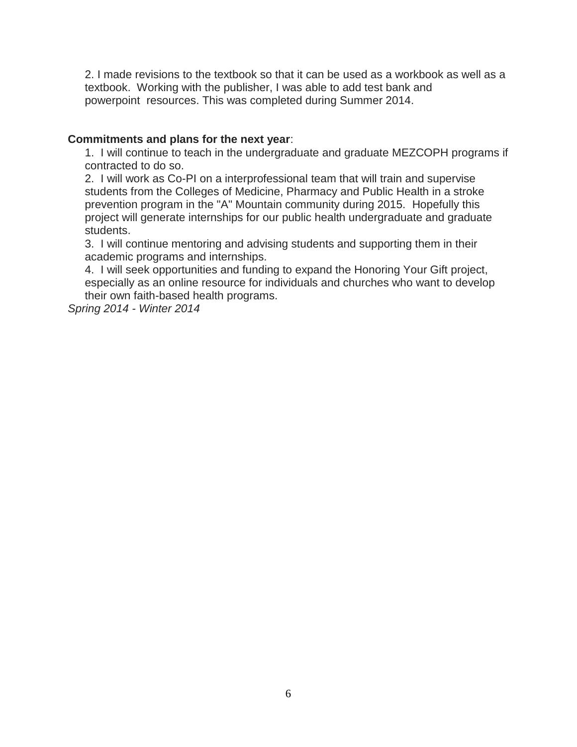2. I made revisions to the textbook so that it can be used as a workbook as well as a textbook. Working with the publisher, I was able to add test bank and powerpoint resources. This was completed during Summer 2014.

**Commitments and plans for the next year**:

1. I will continue to teach in the undergraduate and graduate MEZCOPH programs if contracted to do so.
2. I will work as Co-PI on a interprofessional team that will train and supervise students from the Colleges of Medicine, Pharmacy and Public Health in a stroke prevention program in the "A" Mountain community during 2015. Hopefully this project will generate internships for our public health undergraduate and graduate students.
3. I will continue mentoring and advising students and supporting them in their academic programs and internships.
4. I will seek opportunities and funding to expand the Honoring Your Gift project, especially as an online resource for individuals and churches who want to develop their own faith-based health programs.

*Spring 2014 - Winter 2014*